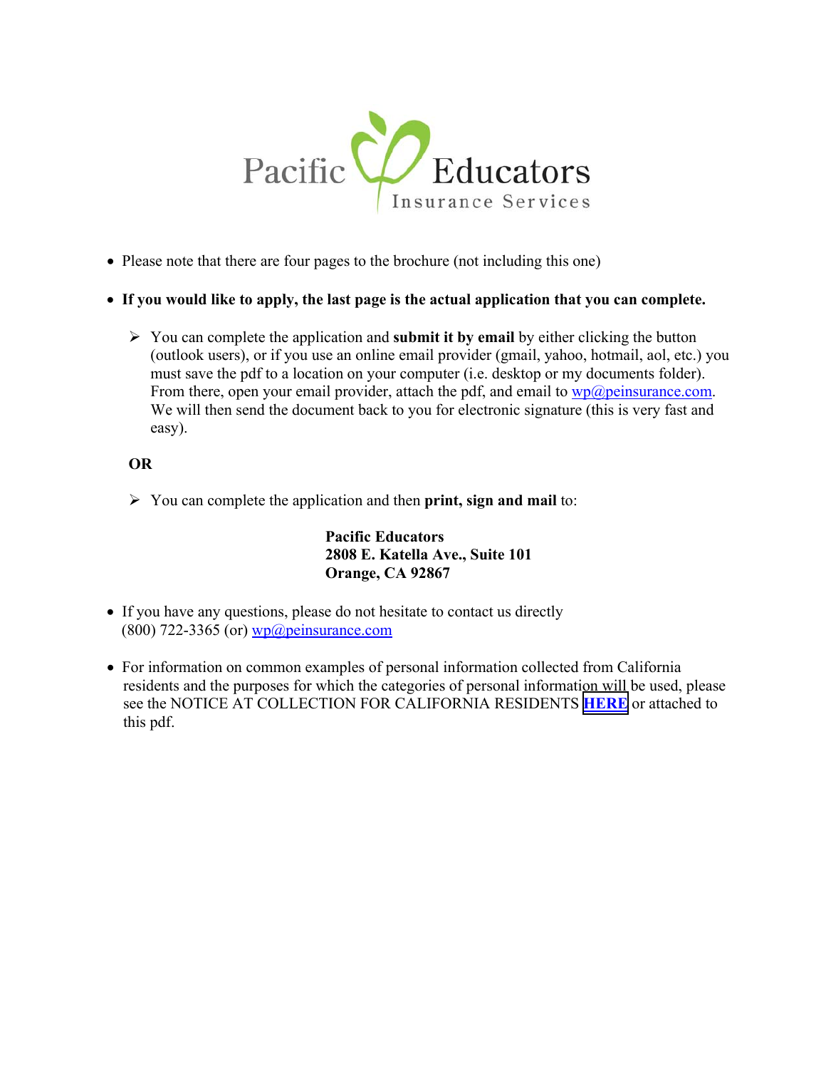Pacific Educators
Insurance Services

- Please note that there are four pages to the brochure (not including this one)

- **If you would like to apply, the last page is the actual application that you can complete.**

  - You can complete the application and **submit it by email** by either clicking the button (outlook users), or if you use an online email provider (gmail, yahoo, hotmail, aol, etc.) you must save the pdf to a location on your computer (i.e. desktop or my documents folder). From there, open your email provider, attach the pdf, and email to wp@peinsurance.com. We will then send the document back to you for electronic signature (this is very fast and easy).

  **OR**

  - You can complete the application and then **print, sign and mail** to:

    **Pacific Educators**
    **2808 E. Katella Ave., Suite 101**
    **Orange, CA 92867**

- If you have any questions, please do not hesitate to contact us directly (800) 722-3365 (or) wp@peinsurance.com

- For information on common examples of personal information collected from California residents and the purposes for which the categories of personal information will be used, please see the NOTICE AT COLLECTION FOR CALIFORNIA RESIDENTS **HERE** or attached to this pdf.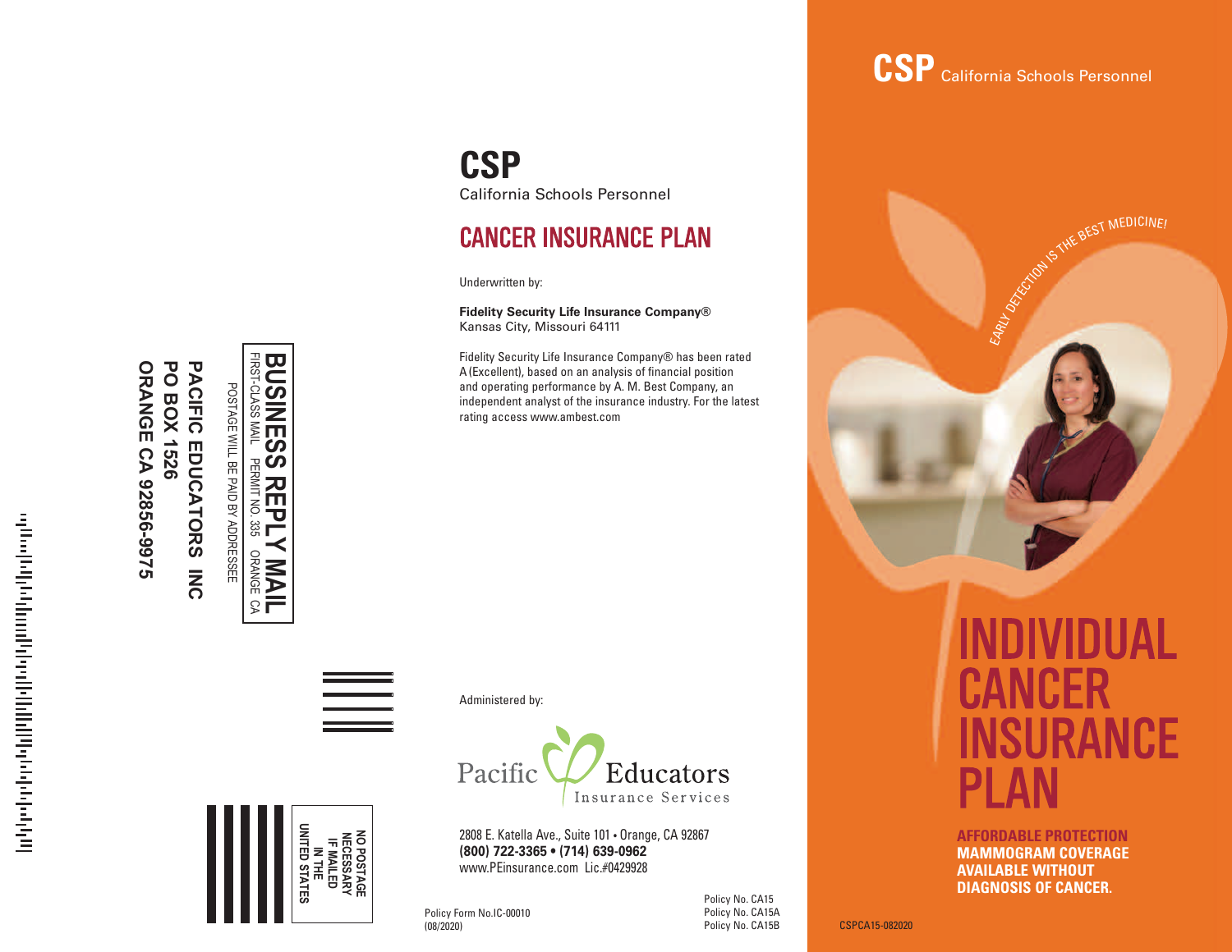**BUSINESS REPLY MAIL**
FIRST-CLASS MAIL PERMIT NO. 335 ORANGE CA

POSTAGE WILL BE PAID BY ADDRESSEE

**PACIFIC EDUCATORS INC**
**PO BOX 1526**
**ORANGE CA 92856-9975**

**NO POSTAGE NECESSARY IF MAILED IN THE UNITED STATES**

# CSP
California Schools Personnel

## CANCER INSURANCE PLAN

Underwritten by:

**Fidelity Security Life Insurance Company®**
Kansas City, Missouri 64111

Fidelity Security Life Insurance Company® has been rated A (Excellent), based on an analysis of financial position and operating performance by A. M. Best Company, an independent analyst of the insurance industry. For the latest rating access www.ambest.com

Administered by:

Pacific Educators Insurance Services

2808 E. Katella Ave., Suite 101 • Orange, CA 92867
**(800) 722-3365 • (714) 639-0962**
www.PEinsurance.com Lic.#0429928

Policy Form No.IC-00010
(08/2020)

Policy No. CA15
Policy No. CA15A
Policy No. CA15B

**CSP** California Schools Personnel

EARLY DETECTION IS THE BEST MEDICINE!

# INDIVIDUAL CANCER INSURANCE PLAN

**AFFORDABLE PROTECTION**
**MAMMOGRAM COVERAGE AVAILABLE WITHOUT DIAGNOSIS OF CANCER.**

CSPCA15-082020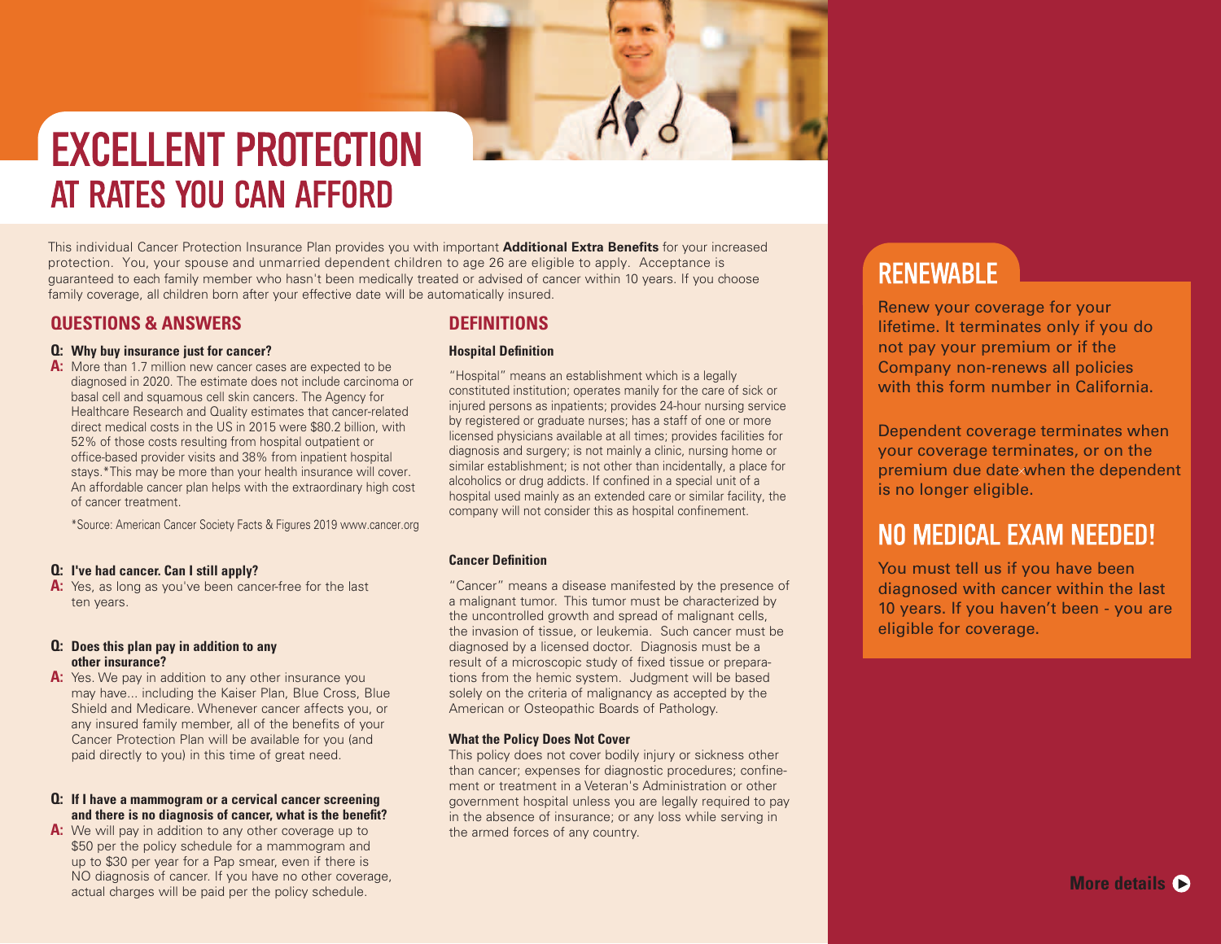# EXCELLENT PROTECTION
## AT RATES YOU CAN AFFORD

This individual Cancer Protection Insurance Plan provides you with important **Additional Extra Benefits** for your increased protection. You, your spouse and unmarried dependent children to age 26 are eligible to apply. Acceptance is guaranteed to each family member who hasn't been medically treated or advised of cancer within 10 years. If you choose family coverage, all children born after your effective date will be automatically insured.

## QUESTIONS & ANSWERS

**Q: Why buy insurance just for cancer?**

**A:** More than 1.7 million new cancer cases are expected to be diagnosed in 2020. The estimate does not include carcinoma or basal cell and squamous cell skin cancers. The Agency for Healthcare Research and Quality estimates that cancer-related direct medical costs in the US in 2015 were $80.2 billion, with 52% of those costs resulting from hospital outpatient or office-based provider visits and 38% from inpatient hospital stays.*This may be more than your health insurance will cover. An affordable cancer plan helps with the extraordinary high cost of cancer treatment.

*Source: American Cancer Society Facts & Figures 2019 www.cancer.org

**Q: I've had cancer. Can I still apply?**

**A:** Yes, as long as you've been cancer-free for the last ten years.

**Q: Does this plan pay in addition to any other insurance?**

**A:** Yes. We pay in addition to any other insurance you may have... including the Kaiser Plan, Blue Cross, Blue Shield and Medicare. Whenever cancer affects you, or any insured family member, all of the benefits of your Cancer Protection Plan will be available for you (and paid directly to you) in this time of great need.

**Q: If I have a mammogram or a cervical cancer screening and there is no diagnosis of cancer, what is the benefit?**

**A:** We will pay in addition to any other coverage up to $50 per the policy schedule for a mammogram and up to $30 per year for a Pap smear, even if there is NO diagnosis of cancer. If you have no other coverage, actual charges will be paid per the policy schedule.

## DEFINITIONS

**Hospital Definition**

"Hospital" means an establishment which is a legally constituted institution; operates manily for the care of sick or injured persons as inpatients; provides 24-hour nursing service by registered or graduate nurses; has a staff of one or more licensed physicians available at all times; provides facilities for diagnosis and surgery; is not mainly a clinic, nursing home or similar establishment; is not other than incidentally, a place for alcoholics or drug addicts. If confined in a special unit of a hospital used mainly as an extended care or similar facility, the company will not consider this as hospital confinement.

**Cancer Definition**

"Cancer" means a disease manifested by the presence of a malignant tumor. This tumor must be characterized by the uncontrolled growth and spread of malignant cells, the invasion of tissue, or leukemia. Such cancer must be diagnosed by a licensed doctor. Diagnosis must be a result of a microscopic study of fixed tissue or preparations from the hemic system. Judgment will be based solely on the criteria of malignancy as accepted by the American or Osteopathic Boards of Pathology.

**What the Policy Does Not Cover**

This policy does not cover bodily injury or sickness other than cancer; expenses for diagnostic procedures; confinement or treatment in a Veteran's Administration or other government hospital unless you are legally required to pay in the absence of insurance; or any loss while serving in the armed forces of any country.

## RENEWABLE

Renew your coverage for your lifetime. It terminates only if you do not pay your premium or if the Company non-renews all policies with this form number in California.

Dependent coverage terminates when your coverage terminates, or on the premium due date when the dependent is no longer eligible.

## NO MEDICAL EXAM NEEDED!

You must tell us if you have been diagnosed with cancer within the last 10 years. If you haven't been - you are eligible for coverage.

**More details**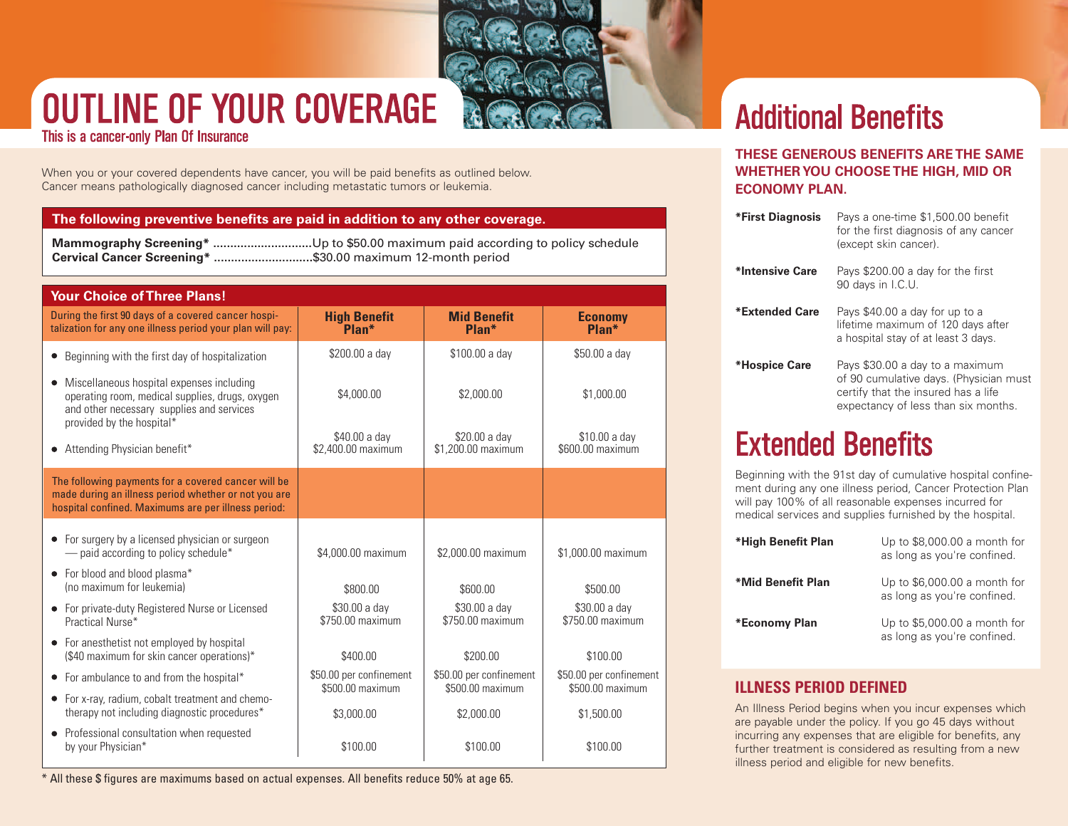# OUTLINE OF YOUR COVERAGE

This is a cancer-only Plan Of Insurance

When you or your covered dependents have cancer, you will be paid benefits as outlined below. Cancer means pathologically diagnosed cancer including metastatic tumors or leukemia.

**The following preventive benefits are paid in addition to any other coverage.**

**Mammography Screening*** ............................Up to $50.00 maximum paid according to policy schedule
**Cervical Cancer Screening*** ............................$30.00 maximum 12-month period

**Your Choice of Three Plans!**

| During the first 90 days of a covered cancer hospitalization for any one illness period your plan will pay: | **High Benefit Plan*** | **Mid Benefit Plan*** | **Economy Plan*** |
|---|---|---|---|
| • Beginning with the first day of hospitalization | $200.00 a day | $100.00 a day | $50.00 a day |
| • Miscellaneous hospital expenses including operating room, medical supplies, drugs, oxygen and other necessary supplies and services provided by the hospital* | $4,000.00 | $2,000.00 | $1,000.00 |
| • Attending Physician benefit* | $40.00 a day $2,400.00 maximum | $20.00 a day $1,200.00 maximum | $10.00 a day $600.00 maximum |
| The following payments for a covered cancer will be made during an illness period whether or not you are hospital confined. Maximums are per illness period: | | | |
| • For surgery by a licensed physician or surgeon — paid according to policy schedule* | $4,000.00 maximum | $2,000.00 maximum | $1,000.00 maximum |
| • For blood and blood plasma* (no maximum for leukemia) | $800.00 | $600.00 | $500.00 |
| • For private-duty Registered Nurse or Licensed Practical Nurse* | $30.00 a day $750.00 maximum | $30.00 a day $750.00 maximum | $30.00 a day $750.00 maximum |
| • For anesthetist not employed by hospital ($40 maximum for skin cancer operations)* | $400.00 | $200.00 | $100.00 |
| • For ambulance to and from the hospital* | $50.00 per confinement $500.00 maximum | $50.00 per confinement $500.00 maximum | $50.00 per confinement $500.00 maximum |
| • For x-ray, radium, cobalt treatment and chemotherapy not including diagnostic procedures* | $3,000.00 | $2,000.00 | $1,500.00 |
| • Professional consultation when requested by your Physician* | $100.00 | $100.00 | $100.00 |

\* All these $ figures are maximums based on actual expenses. All benefits reduce 50% at age 65.

# Additional Benefits

**THESE GENEROUS BENEFITS ARE THE SAME WHETHER YOU CHOOSE THE HIGH, MID OR ECONOMY PLAN.**

**\*First Diagnosis** Pays a one-time $1,500.00 benefit for the first diagnosis of any cancer (except skin cancer).

**\*Intensive Care** Pays $200.00 a day for the first 90 days in I.C.U.

**\*Extended Care** Pays $40.00 a day for up to a lifetime maximum of 120 days after a hospital stay of at least 3 days.

**\*Hospice Care** Pays $30.00 a day to a maximum of 90 cumulative days. (Physician must certify that the insured has a life expectancy of less than six months.

# Extended Benefits

Beginning with the 91st day of cumulative hospital confinement during any one illness period, Cancer Protection Plan will pay 100% of all reasonable expenses incurred for medical services and supplies furnished by the hospital.

**\*High Benefit Plan** Up to $8,000.00 a month for as long as you're confined.

**\*Mid Benefit Plan** Up to $6,000.00 a month for as long as you're confined.

**\*Economy Plan** Up to $5,000.00 a month for as long as you're confined.

## ILLNESS PERIOD DEFINED

An Illness Period begins when you incur expenses which are payable under the policy. If you go 45 days without incurring any expenses that are eligible for benefits, any further treatment is considered as resulting from a new illness period and eligible for new benefits.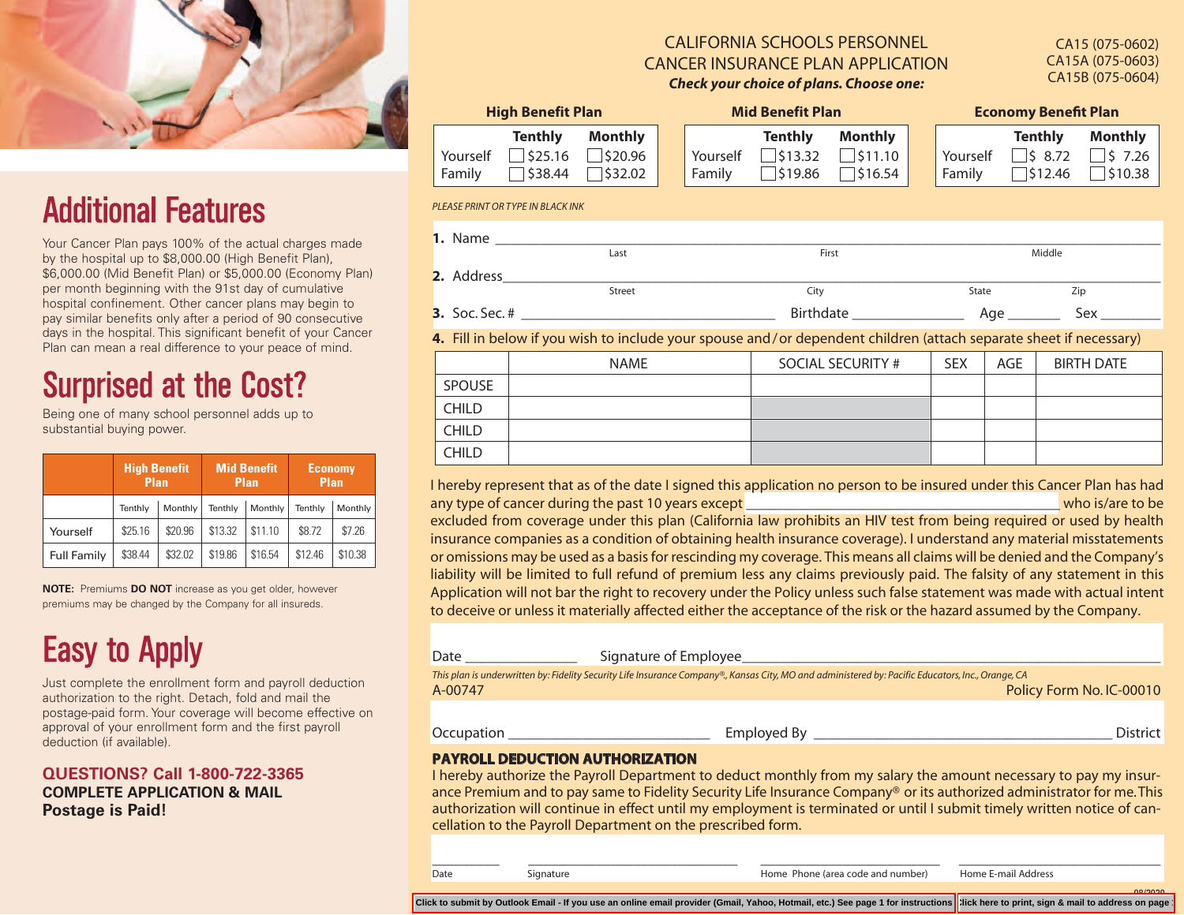## Additional Features

Your Cancer Plan pays 100% of the actual charges made by the hospital up to $8,000.00 (High Benefit Plan), $6,000.00 (Mid Benefit Plan) or $5,000.00 (Economy Plan) per month beginning with the 91st day of cumulative hospital confinement. Other cancer plans may begin to pay similar benefits only after a period of 90 consecutive days in the hospital. This significant benefit of your Cancer Plan can mean a real difference to your peace of mind.

## Surprised at the Cost?

Being one of many school personnel adds up to substantial buying power.

| | High Benefit Plan | | Mid Benefit Plan | | Economy Plan | |
|---|---|---|---|---|---|---|
| | Tenthly | Monthly | Tenthly | Monthly | Tenthly | Monthly |
| Yourself | $25.16 | $20.96 | $13.32 | $11.10 | $8.72 | $7.26 |
| Full Family | $38.44 | $32.02 | $19.86 | $16.54 | $12.46 | $10.38 |

**NOTE:** Premiums **DO NOT** increase as you get older, however premiums may be changed by the Company for all insureds.

## Easy to Apply

Just complete the enrollment form and payroll deduction authorization to the right. Detach, fold and mail the postage-paid form. Your coverage will become effective on approval of your enrollment form and the first payroll deduction (if available).

**QUESTIONS? Call 1-800-722-3365**

**COMPLETE APPLICATION & MAIL**

**Postage is Paid!**

# CALIFORNIA SCHOOLS PERSONNEL CANCER INSURANCE PLAN APPLICATION

CA15 (075-0602)
CA15A (075-0603)
CA15B (075-0604)

***Check your choice of plans. Choose one:***

| | High Benefit Plan | | Mid Benefit Plan | | Economy Benefit Plan | |
|---|---|---|---|---|---|---|
| | Tenthly | Monthly | Tenthly | Monthly | Tenthly | Monthly |
| Yourself | ☐ $25.16 | ☐ $20.96 | ☐ $13.32 | ☐ $11.10 | ☐ $ 8.72 | ☐ $ 7.26 |
| Family | ☐ $38.44 | ☐ $32.02 | ☐ $19.86 | ☐ $16.54 | ☐ $12.46 | ☐ $10.38 |

*PLEASE PRINT OR TYPE IN BLACK INK*

**1.** Name ______________________________________________
Last First Middle

**2.** Address ______________________________________________
Street City State Zip

**3.** Soc. Sec. # ____________________ Birthdate ____________ Age ______ Sex ______

**4.** Fill in below if you wish to include your spouse and/or dependent children (attach separate sheet if necessary)

| | NAME | SOCIAL SECURITY # | SEX | AGE | BIRTH DATE |
|---|---|---|---|---|---|
| SPOUSE | | | | | |
| CHILD | | | | | |
| CHILD | | | | | |
| CHILD | | | | | |

I hereby represent that as of the date I signed this application no person to be insured under this Cancer Plan has had any type of cancer during the past 10 years except ______________________ who is/are to be excluded from coverage under this plan (California law prohibits an HIV test from being required or used by health insurance companies as a condition of obtaining health insurance coverage). I understand any material misstatements or omissions may be used as a basis for rescinding my coverage. This means all claims will be denied and the Company's liability will be limited to full refund of premium less any claims previously paid. The falsity of any statement in this Application will not bar the right to recovery under the Policy unless such false statement was made with actual intent to deceive or unless it materially affected either the acceptance of the risk or the hazard assumed by the Company.

Date ____________ Signature of Employee ______________________________

*This plan is underwritten by: Fidelity Security Life Insurance Company®, Kansas City, MO and administered by: Pacific Educators, Inc., Orange, CA*

A-00747 Policy Form No. IC-00010

Occupation ______________________ Employed By ______________________ District

### PAYROLL DEDUCTION AUTHORIZATION

I hereby authorize the Payroll Department to deduct monthly from my salary the amount necessary to pay my insurance Premium and to pay same to Fidelity Security Life Insurance Company® or its authorized administrator for me. This authorization will continue in effect until my employment is terminated or until I submit timely written notice of cancellation to the Payroll Department on the prescribed form.

Date ________ Signature ________________ Home Phone (area code and number) ________________ Home E-mail Address ________________

08/2020

Click to submit by Outlook Email - If you use an online email provider (Gmail, Yahoo, Hotmail, etc.) See page 1 for instructions | Click here to print, sign & mail to address on page